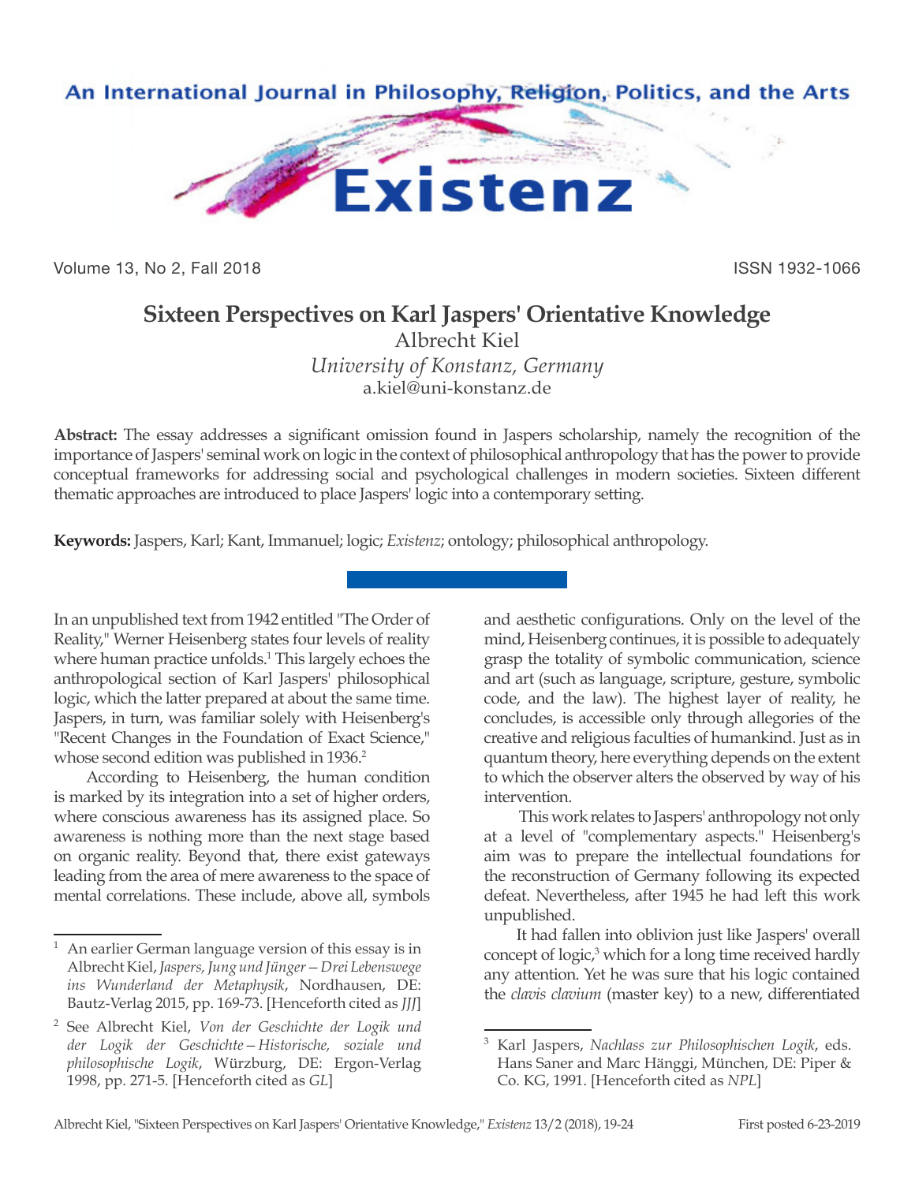# Sixteen Perspectives on Karl Jaspers' Orientative Knowledge

Albrecht Kiel

*University of Konstanz, Germany*

a.kiel@uni-konstanz.de

**Abstract:** The essay addresses a significant omission found in Jaspers scholarship, namely the recognition of the importance of Jaspers' seminal work on logic in the context of philosophical anthropology that has the power to provide conceptual frameworks for addressing social and psychological challenges in modern societies. Sixteen different thematic approaches are introduced to place Jaspers' logic into a contemporary setting.

**Keywords:** Jaspers, Karl; Kant, Immanuel; logic; *Existenz*; ontology; philosophical anthropology.

In an unpublished text from 1942 entitled "The Order of Reality," Werner Heisenberg states four levels of reality where human practice unfolds.[1] This largely echoes the anthropological section of Karl Jaspers' philosophical logic, which the latter prepared at about the same time. Jaspers, in turn, was familiar solely with Heisenberg's "Recent Changes in the Foundation of Exact Science," whose second edition was published in 1936.[2]

According to Heisenberg, the human condition is marked by its integration into a set of higher orders, where conscious awareness has its assigned place. So awareness is nothing more than the next stage based on organic reality. Beyond that, there exist gateways leading from the area of mere awareness to the space of mental correlations. These include, above all, symbols and aesthetic configurations. Only on the level of the mind, Heisenberg continues, it is possible to adequately grasp the totality of symbolic communication, science and art (such as language, scripture, gesture, symbolic code, and the law). The highest layer of reality, he concludes, is accessible only through allegories of the creative and religious faculties of humankind. Just as in quantum theory, here everything depends on the extent to which the observer alters the observed by way of his intervention.

This work relates to Jaspers' anthropology not only at a level of "complementary aspects." Heisenberg's aim was to prepare the intellectual foundations for the reconstruction of Germany following its expected defeat. Nevertheless, after 1945 he had left this work unpublished.

It had fallen into oblivion just like Jaspers' overall concept of logic,[3] which for a long time received hardly any attention. Yet he was sure that his logic contained the *clavis clavium* (master key) to a new, differentiated

---

[1] An earlier German language version of this essay is in Albrecht Kiel, *Jaspers, Jung und Jünger—Drei Lebenswege ins Wunderland der Metaphysik*, Nordhausen, DE: Bautz-Verlag 2015, pp. 169-73. [Henceforth cited as *JJJ*]

[2] See Albrecht Kiel, *Von der Geschichte der Logik und der Logik der Geschichte—Historische, soziale und philosophische Logik*, Würzburg, DE: Ergon-Verlag 1998, pp. 271-5. [Henceforth cited as *GL*]

[3] Karl Jaspers, *Nachlass zur Philosophischen Logik*, eds. Hans Saner and Marc Hänggi, München, DE: Piper & Co. KG, 1991. [Henceforth cited as *NPL*]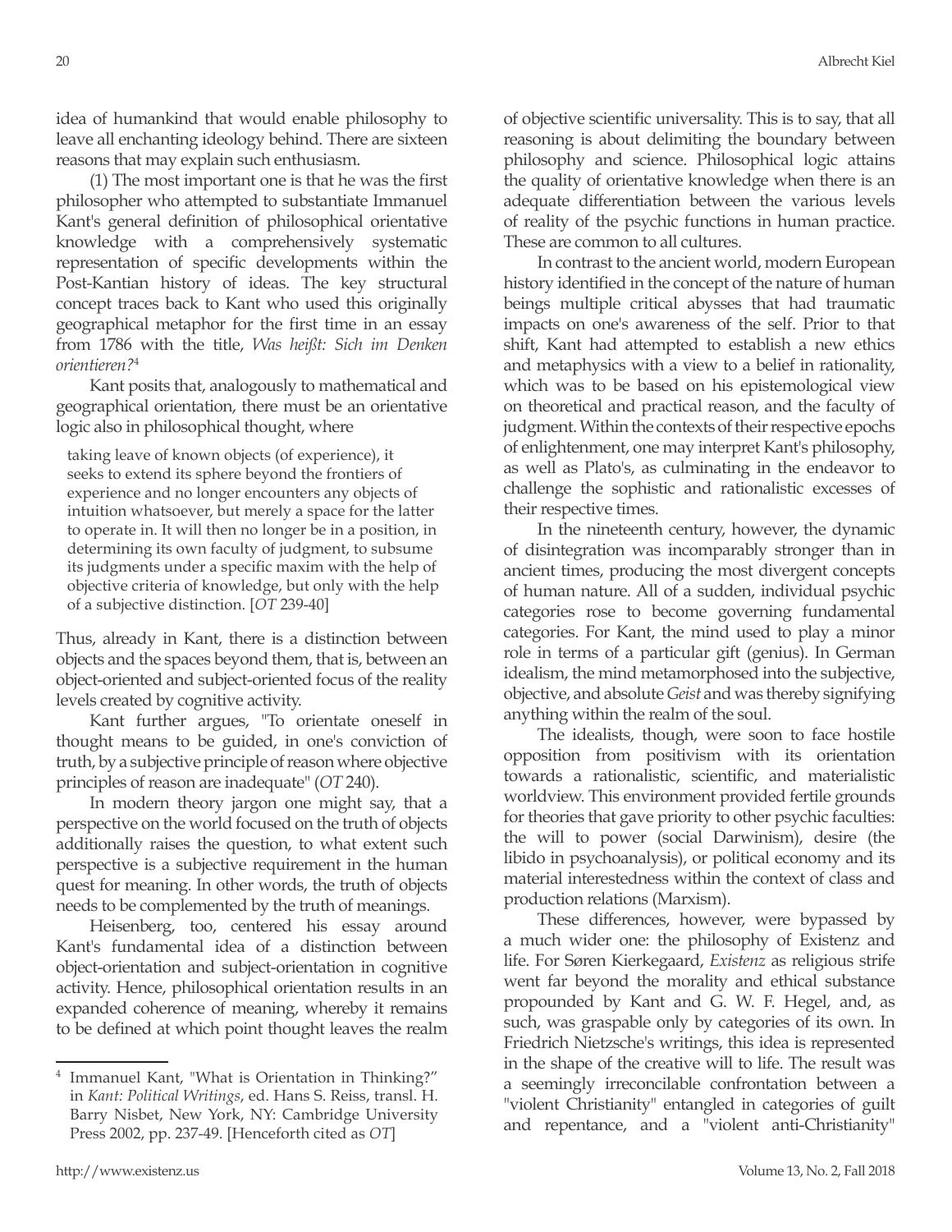idea of humankind that would enable philosophy to leave all enchanting ideology behind. There are sixteen reasons that may explain such enthusiasm.

(1) The most important one is that he was the first philosopher who attempted to substantiate Immanuel Kant's general definition of philosophical orientative knowledge with a comprehensively systematic representation of specific developments within the Post-Kantian history of ideas. The key structural concept traces back to Kant who used this originally geographical metaphor for the first time in an essay from 1786 with the title, *Was heißt: Sich im Denken orientieren?*[4]

Kant posits that, analogously to mathematical and geographical orientation, there must be an orientative logic also in philosophical thought, where

> taking leave of known objects (of experience), it seeks to extend its sphere beyond the frontiers of experience and no longer encounters any objects of intuition whatsoever, but merely a space for the latter to operate in. It will then no longer be in a position, in determining its own faculty of judgment, to subsume its judgments under a specific maxim with the help of objective criteria of knowledge, but only with the help of a subjective distinction. [*OT* 239-40]

Thus, already in Kant, there is a distinction between objects and the spaces beyond them, that is, between an object-oriented and subject-oriented focus of the reality levels created by cognitive activity.

Kant further argues, "To orientate oneself in thought means to be guided, in one's conviction of truth, by a subjective principle of reason where objective principles of reason are inadequate" (*OT* 240).

In modern theory jargon one might say, that a perspective on the world focused on the truth of objects additionally raises the question, to what extent such perspective is a subjective requirement in the human quest for meaning. In other words, the truth of objects needs to be complemented by the truth of meanings.

Heisenberg, too, centered his essay around Kant's fundamental idea of a distinction between object-orientation and subject-orientation in cognitive activity. Hence, philosophical orientation results in an expanded coherence of meaning, whereby it remains to be defined at which point thought leaves the realm of objective scientific universality. This is to say, that all reasoning is about delimiting the boundary between philosophy and science. Philosophical logic attains the quality of orientative knowledge when there is an adequate differentiation between the various levels of reality of the psychic functions in human practice. These are common to all cultures.

In contrast to the ancient world, modern European history identified in the concept of the nature of human beings multiple critical abysses that had traumatic impacts on one's awareness of the self. Prior to that shift, Kant had attempted to establish a new ethics and metaphysics with a view to a belief in rationality, which was to be based on his epistemological view on theoretical and practical reason, and the faculty of judgment. Within the contexts of their respective epochs of enlightenment, one may interpret Kant's philosophy, as well as Plato's, as culminating in the endeavor to challenge the sophistic and rationalistic excesses of their respective times.

In the nineteenth century, however, the dynamic of disintegration was incomparably stronger than in ancient times, producing the most divergent concepts of human nature. All of a sudden, individual psychic categories rose to become governing fundamental categories. For Kant, the mind used to play a minor role in terms of a particular gift (genius). In German idealism, the mind metamorphosed into the subjective, objective, and absolute *Geist* and was thereby signifying anything within the realm of the soul.

The idealists, though, were soon to face hostile opposition from positivism with its orientation towards a rationalistic, scientific, and materialistic worldview. This environment provided fertile grounds for theories that gave priority to other psychic faculties: the will to power (social Darwinism), desire (the libido in psychoanalysis), or political economy and its material interestedness within the context of class and production relations (Marxism).

These differences, however, were bypassed by a much wider one: the philosophy of Existenz and life. For Søren Kierkegaard, *Existenz* as religious strife went far beyond the morality and ethical substance propounded by Kant and G. W. F. Hegel, and, as such, was graspable only by categories of its own. In Friedrich Nietzsche's writings, this idea is represented in the shape of the creative will to life. The result was a seemingly irreconcilable confrontation between a "violent Christianity" entangled in categories of guilt and repentance, and a "violent anti-Christianity"

---

[4] Immanuel Kant, "What is Orientation in Thinking?" in *Kant: Political Writings*, ed. Hans S. Reiss, transl. H. Barry Nisbet, New York, NY: Cambridge University Press 2002, pp. 237-49. [Henceforth cited as *OT*]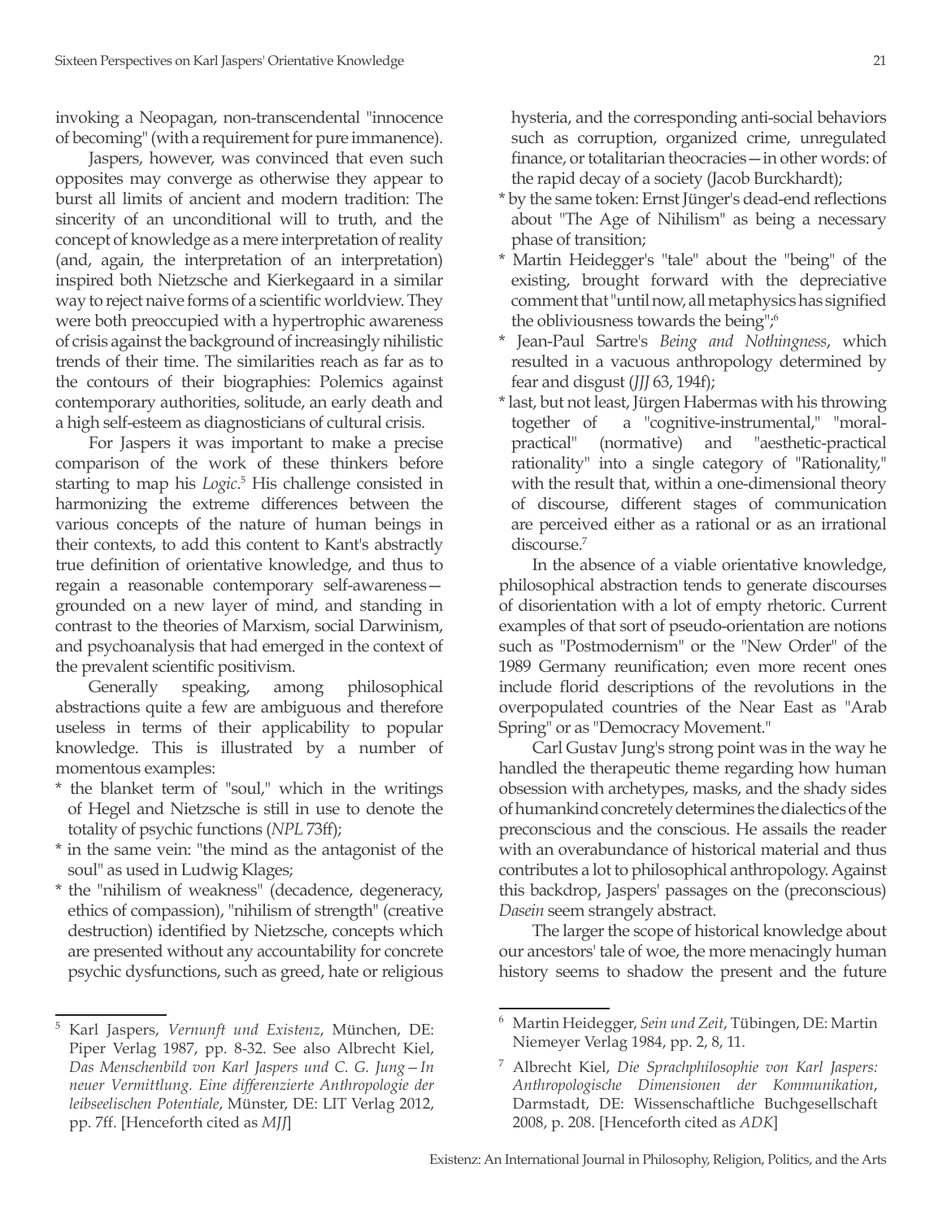invoking a Neopagan, non-transcendental "innocence of becoming" (with a requirement for pure immanence).

Jaspers, however, was convinced that even such opposites may converge as otherwise they appear to burst all limits of ancient and modern tradition: The sincerity of an unconditional will to truth, and the concept of knowledge as a mere interpretation of reality (and, again, the interpretation of an interpretation) inspired both Nietzsche and Kierkegaard in a similar way to reject naive forms of a scientific worldview. They were both preoccupied with a hypertrophic awareness of crisis against the background of increasingly nihilistic trends of their time. The similarities reach as far as to the contours of their biographies: Polemics against contemporary authorities, solitude, an early death and a high self-esteem as diagnosticians of cultural crisis.

For Jaspers it was important to make a precise comparison of the work of these thinkers before starting to map his *Logic*.[5] His challenge consisted in harmonizing the extreme differences between the various concepts of the nature of human beings in their contexts, to add this content to Kant's abstractly true definition of orientative knowledge, and thus to regain a reasonable contemporary self-awareness—grounded on a new layer of mind, and standing in contrast to the theories of Marxism, social Darwinism, and psychoanalysis that had emerged in the context of the prevalent scientific positivism.

Generally speaking, among philosophical abstractions quite a few are ambiguous and therefore useless in terms of their applicability to popular knowledge. This is illustrated by a number of momentous examples:

* the blanket term of "soul," which in the writings of Hegel and Nietzsche is still in use to denote the totality of psychic functions (*NPL* 73ff);
* in the same vein: "the mind as the antagonist of the soul" as used in Ludwig Klages;
* the "nihilism of weakness" (decadence, degeneracy, ethics of compassion), "nihilism of strength" (creative destruction) identified by Nietzsche, concepts which are presented without any accountability for concrete psychic dysfunctions, such as greed, hate or religious hysteria, and the corresponding anti-social behaviors such as corruption, organized crime, unregulated finance, or totalitarian theocracies—in other words: of the rapid decay of a society (Jacob Burckhardt);
* by the same token: Ernst Jünger's dead-end reflections about "The Age of Nihilism" as being a necessary phase of transition;
* Martin Heidegger's "tale" about the "being" of the existing, brought forward with the depreciative comment that "until now, all metaphysics has signified the obliviousness towards the being";[6]
* Jean-Paul Sartre's *Being and Nothingness*, which resulted in a vacuous anthropology determined by fear and disgust (*JJJ* 63, 194f);
* last, but not least, Jürgen Habermas with his throwing together of a "cognitive-instrumental," "moral-practical" (normative) and "aesthetic-practical rationality" into a single category of "Rationality," with the result that, within a one-dimensional theory of discourse, different stages of communication are perceived either as a rational or as an irrational discourse.[7]

In the absence of a viable orientative knowledge, philosophical abstraction tends to generate discourses of disorientation with a lot of empty rhetoric. Current examples of that sort of pseudo-orientation are notions such as "Postmodernism" or the "New Order" of the 1989 Germany reunification; even more recent ones include florid descriptions of the revolutions in the overpopulated countries of the Near East as "Arab Spring" or as "Democracy Movement."

Carl Gustav Jung's strong point was in the way he handled the therapeutic theme regarding how human obsession with archetypes, masks, and the shady sides of humankind concretely determines the dialectics of the preconscious and the conscious. He assails the reader with an overabundance of historical material and thus contributes a lot to philosophical anthropology. Against this backdrop, Jaspers' passages on the (preconscious) *Dasein* seem strangely abstract.

The larger the scope of historical knowledge about our ancestors' tale of woe, the more menacingly human history seems to shadow the present and the future

---

[5] Karl Jaspers, *Vernunft und Existenz*, München, DE: Piper Verlag 1987, pp. 8-32. See also Albrecht Kiel, *Das Menschenbild von Karl Jaspers und C. G. Jung—In neuer Vermittlung. Eine differenzierte Anthropologie der leibseelischen Potentiale*, Münster, DE: LIT Verlag 2012, pp. 7ff. [Henceforth cited as *MJJ*]

[6] Martin Heidegger, *Sein und Zeit*, Tübingen, DE: Martin Niemeyer Verlag 1984, pp. 2, 8, 11.

[7] Albrecht Kiel, *Die Sprachphilosophie von Karl Jaspers: Anthropologische Dimensionen der Kommunikation*, Darmstadt, DE: Wissenschaftliche Buchgesellschaft 2008, p. 208. [Henceforth cited as *ADK*]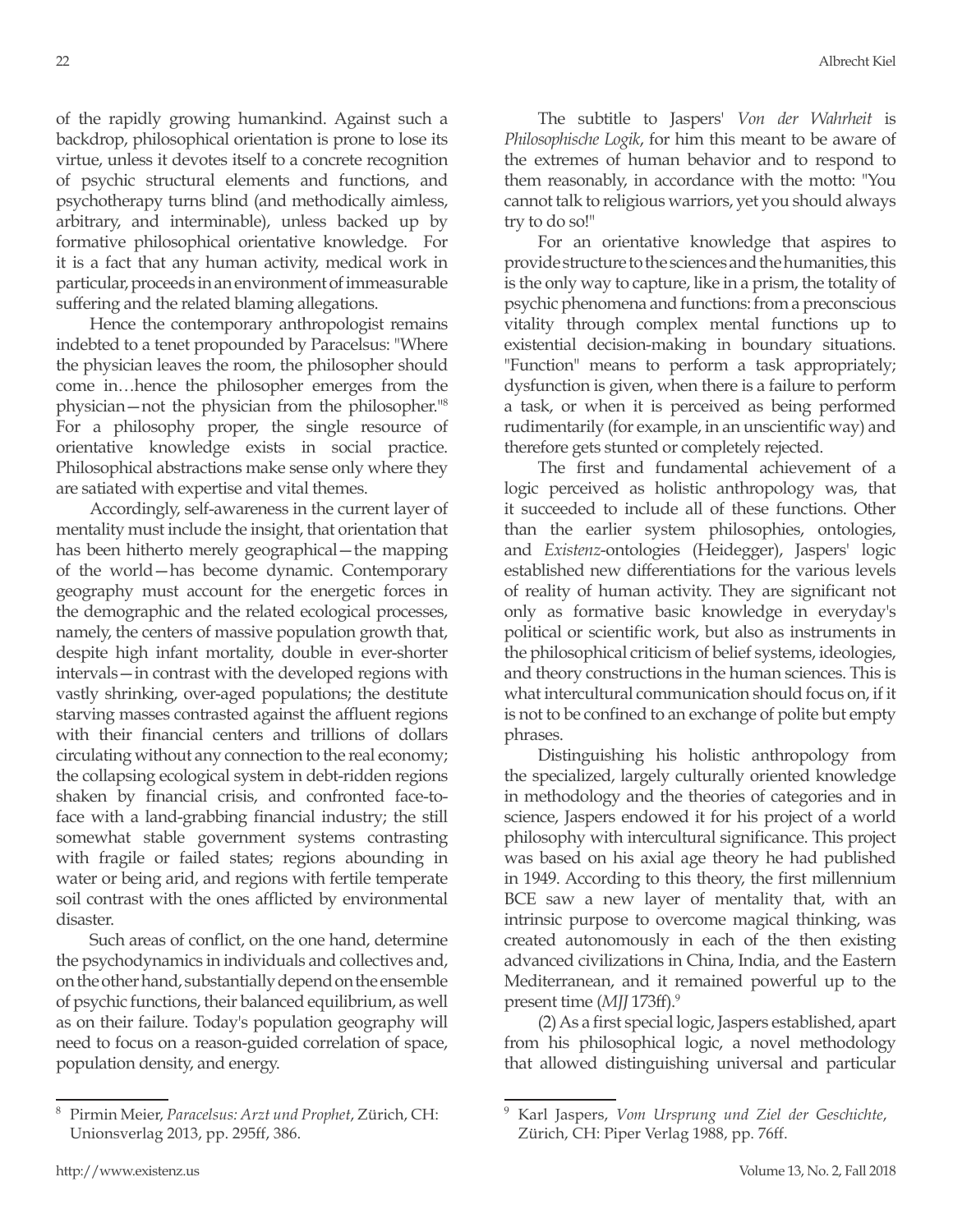of the rapidly growing humankind. Against such a backdrop, philosophical orientation is prone to lose its virtue, unless it devotes itself to a concrete recognition of psychic structural elements and functions, and psychotherapy turns blind (and methodically aimless, arbitrary, and interminable), unless backed up by formative philosophical orientative knowledge. For it is a fact that any human activity, medical work in particular, proceeds in an environment of immeasurable suffering and the related blaming allegations.

Hence the contemporary anthropologist remains indebted to a tenet propounded by Paracelsus: "Where the physician leaves the room, the philosopher should come in…hence the philosopher emerges from the physician—not the physician from the philosopher."[8] For a philosophy proper, the single resource of orientative knowledge exists in social practice. Philosophical abstractions make sense only where they are satiated with expertise and vital themes.

Accordingly, self-awareness in the current layer of mentality must include the insight, that orientation that has been hitherto merely geographical—the mapping of the world—has become dynamic. Contemporary geography must account for the energetic forces in the demographic and the related ecological processes, namely, the centers of massive population growth that, despite high infant mortality, double in ever-shorter intervals—in contrast with the developed regions with vastly shrinking, over-aged populations; the destitute starving masses contrasted against the affluent regions with their financial centers and trillions of dollars circulating without any connection to the real economy; the collapsing ecological system in debt-ridden regions shaken by financial crisis, and confronted face-to-face with a land-grabbing financial industry; the still somewhat stable government systems contrasting with fragile or failed states; regions abounding in water or being arid, and regions with fertile temperate soil contrast with the ones afflicted by environmental disaster.

Such areas of conflict, on the one hand, determine the psychodynamics in individuals and collectives and, on the other hand, substantially depend on the ensemble of psychic functions, their balanced equilibrium, as well as on their failure. Today's population geography will need to focus on a reason-guided correlation of space, population density, and energy.

The subtitle to Jaspers' *Von der Wahrheit* is *Philosophische Logik*, for him this meant to be aware of the extremes of human behavior and to respond to them reasonably, in accordance with the motto: "You cannot talk to religious warriors, yet you should always try to do so!"

For an orientative knowledge that aspires to provide structure to the sciences and the humanities, this is the only way to capture, like in a prism, the totality of psychic phenomena and functions: from a preconscious vitality through complex mental functions up to existential decision-making in boundary situations. "Function" means to perform a task appropriately; dysfunction is given, when there is a failure to perform a task, or when it is perceived as being performed rudimentarily (for example, in an unscientific way) and therefore gets stunted or completely rejected.

The first and fundamental achievement of a logic perceived as holistic anthropology was, that it succeeded to include all of these functions. Other than the earlier system philosophies, ontologies, and *Existenz*-ontologies (Heidegger), Jaspers' logic established new differentiations for the various levels of reality of human activity. They are significant not only as formative basic knowledge in everyday's political or scientific work, but also as instruments in the philosophical criticism of belief systems, ideologies, and theory constructions in the human sciences. This is what intercultural communication should focus on, if it is not to be confined to an exchange of polite but empty phrases.

Distinguishing his holistic anthropology from the specialized, largely culturally oriented knowledge in methodology and the theories of categories and in science, Jaspers endowed it for his project of a world philosophy with intercultural significance. This project was based on his axial age theory he had published in 1949. According to this theory, the first millennium BCE saw a new layer of mentality that, with an intrinsic purpose to overcome magical thinking, was created autonomously in each of the then existing advanced civilizations in China, India, and the Eastern Mediterranean, and it remained powerful up to the present time (*MJJ* 173ff).[9]

(2) As a first special logic, Jaspers established, apart from his philosophical logic, a novel methodology that allowed distinguishing universal and particular

---

[8] Pirmin Meier, *Paracelsus: Arzt und Prophet*, Zürich, CH: Unionsverlag 2013, pp. 295ff, 386.

[9] Karl Jaspers, *Vom Ursprung und Ziel der Geschichte*, Zürich, CH: Piper Verlag 1988, pp. 76ff.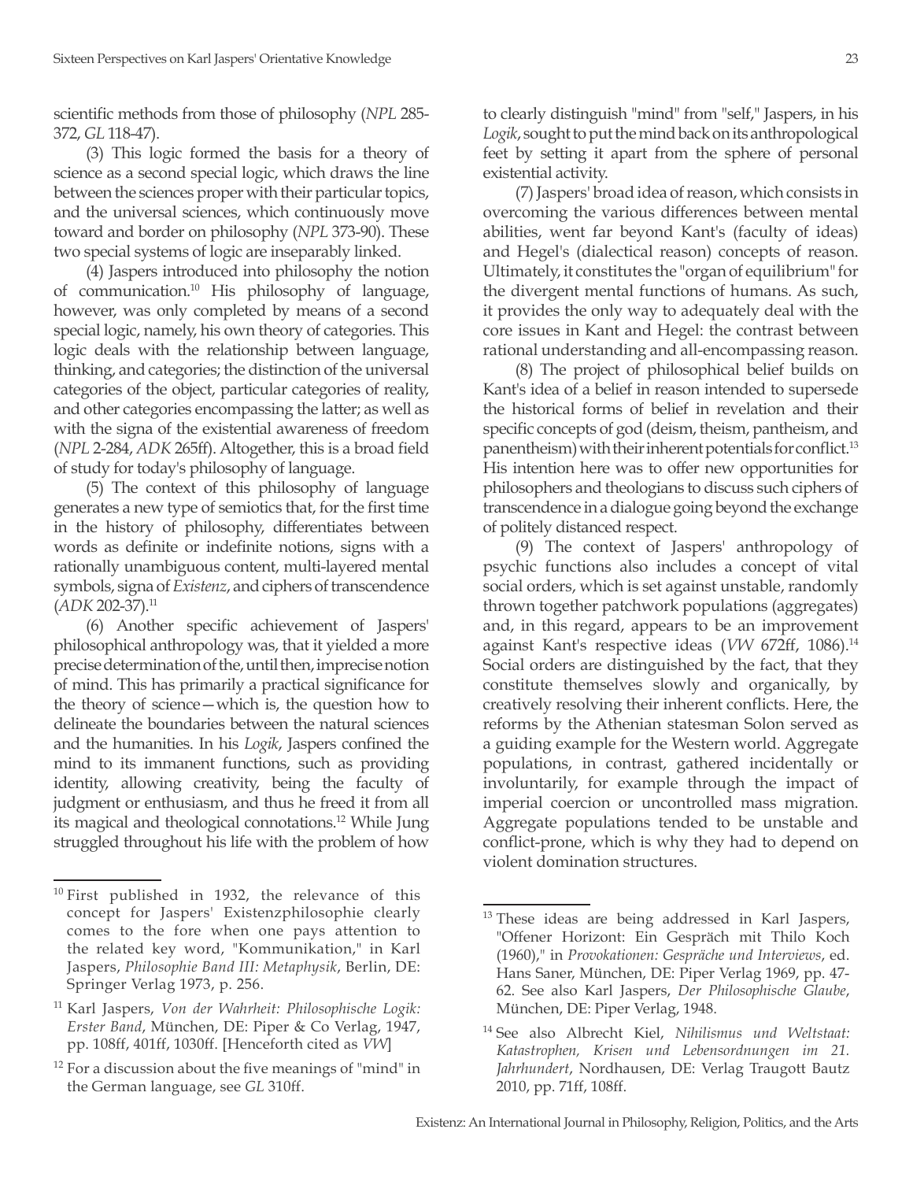scientific methods from those of philosophy (*NPL* 285-372, *GL* 118-47).

(3) This logic formed the basis for a theory of science as a second special logic, which draws the line between the sciences proper with their particular topics, and the universal sciences, which continuously move toward and border on philosophy (*NPL* 373-90). These two special systems of logic are inseparably linked.

(4) Jaspers introduced into philosophy the notion of communication.[10] His philosophy of language, however, was only completed by means of a second special logic, namely, his own theory of categories. This logic deals with the relationship between language, thinking, and categories; the distinction of the universal categories of the object, particular categories of reality, and other categories encompassing the latter; as well as with the signa of the existential awareness of freedom (*NPL* 2-284, *ADK* 265ff). Altogether, this is a broad field of study for today's philosophy of language.

(5) The context of this philosophy of language generates a new type of semiotics that, for the first time in the history of philosophy, differentiates between words as definite or indefinite notions, signs with a rationally unambiguous content, multi-layered mental symbols, signa of *Existenz*, and ciphers of transcendence (*ADK* 202-37).[11]

(6) Another specific achievement of Jaspers' philosophical anthropology was, that it yielded a more precise determination of the, until then, imprecise notion of mind. This has primarily a practical significance for the theory of science—which is, the question how to delineate the boundaries between the natural sciences and the humanities. In his *Logik*, Jaspers confined the mind to its immanent functions, such as providing identity, allowing creativity, being the faculty of judgment or enthusiasm, and thus he freed it from all its magical and theological connotations.[12] While Jung struggled throughout his life with the problem of how to clearly distinguish "mind" from "self," Jaspers, in his *Logik*, sought to put the mind back on its anthropological feet by setting it apart from the sphere of personal existential activity.

(7) Jaspers' broad idea of reason, which consists in overcoming the various differences between mental abilities, went far beyond Kant's (faculty of ideas) and Hegel's (dialectical reason) concepts of reason. Ultimately, it constitutes the "organ of equilibrium" for the divergent mental functions of humans. As such, it provides the only way to adequately deal with the core issues in Kant and Hegel: the contrast between rational understanding and all-encompassing reason.

(8) The project of philosophical belief builds on Kant's idea of a belief in reason intended to supersede the historical forms of belief in revelation and their specific concepts of god (deism, theism, pantheism, and panentheism) with their inherent potentials for conflict.[13] His intention here was to offer new opportunities for philosophers and theologians to discuss such ciphers of transcendence in a dialogue going beyond the exchange of politely distanced respect.

(9) The context of Jaspers' anthropology of psychic functions also includes a concept of vital social orders, which is set against unstable, randomly thrown together patchwork populations (aggregates) and, in this regard, appears to be an improvement against Kant's respective ideas (*VW* 672ff, 1086).[14] Social orders are distinguished by the fact, that they constitute themselves slowly and organically, by creatively resolving their inherent conflicts. Here, the reforms by the Athenian statesman Solon served as a guiding example for the Western world. Aggregate populations, in contrast, gathered incidentally or involuntarily, for example through the impact of imperial coercion or uncontrolled mass migration. Aggregate populations tended to be unstable and conflict-prone, which is why they had to depend on violent domination structures.

---

[10] First published in 1932, the relevance of this concept for Jaspers' Existenzphilosophie clearly comes to the fore when one pays attention to the related key word, "Kommunikation," in Karl Jaspers, *Philosophie Band III: Metaphysik*, Berlin, DE: Springer Verlag 1973, p. 256.

[11] Karl Jaspers, *Von der Wahrheit: Philosophische Logik: Erster Band*, München, DE: Piper & Co Verlag, 1947, pp. 108ff, 401ff, 1030ff. [Henceforth cited as *VW*]

[12] For a discussion about the five meanings of "mind" in the German language, see *GL* 310ff.

[13] These ideas are being addressed in Karl Jaspers, "Offener Horizont: Ein Gespräch mit Thilo Koch (1960)," in *Provokationen: Gespräche und Interviews*, ed. Hans Saner, München, DE: Piper Verlag 1969, pp. 47-62. See also Karl Jaspers, *Der Philosophische Glaube*, München, DE: Piper Verlag, 1948.

[14] See also Albrecht Kiel, *Nihilismus und Weltstaat: Katastrophen, Krisen und Lebensordnungen im 21. Jahrhundert*, Nordhausen, DE: Verlag Traugott Bautz 2010, pp. 71ff, 108ff.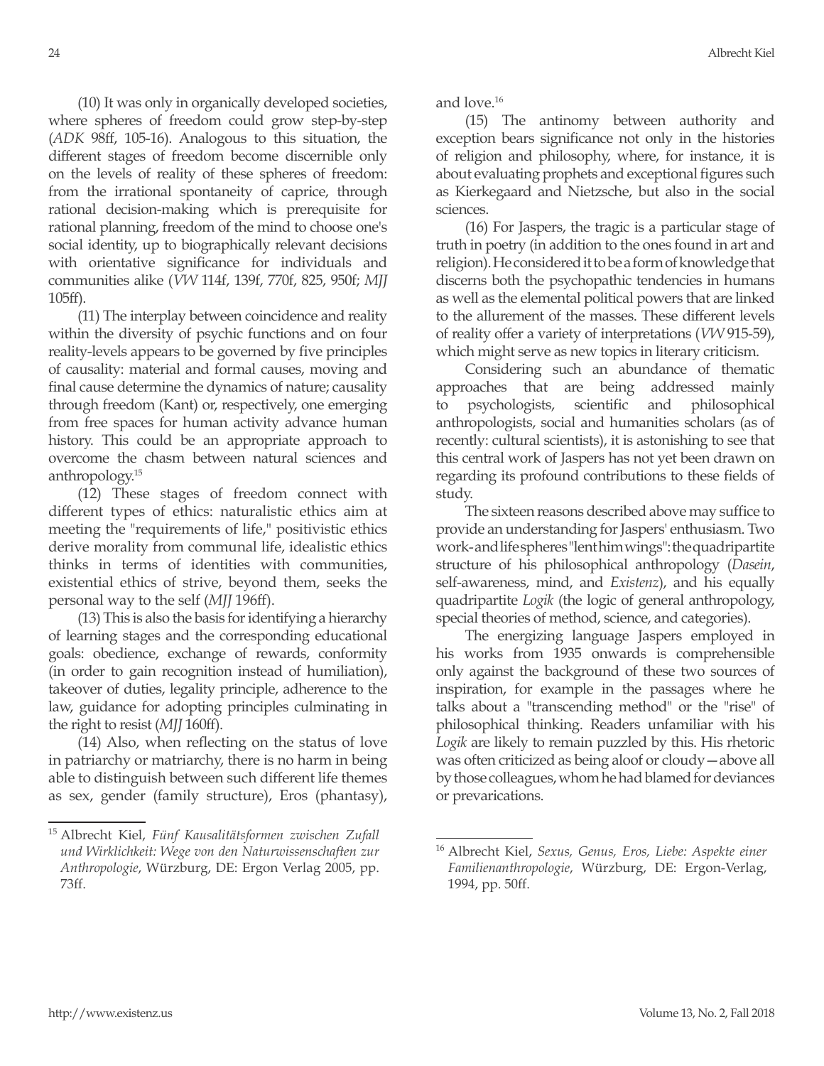(10) It was only in organically developed societies, where spheres of freedom could grow step-by-step (*ADK* 98ff, 105-16). Analogous to this situation, the different stages of freedom become discernible only on the levels of reality of these spheres of freedom: from the irrational spontaneity of caprice, through rational decision-making which is prerequisite for rational planning, freedom of the mind to choose one's social identity, up to biographically relevant decisions with orientative significance for individuals and communities alike (*VW* 114f, 139f, 770f, 825, 950f; *MJJ* 105ff).

(11) The interplay between coincidence and reality within the diversity of psychic functions and on four reality-levels appears to be governed by five principles of causality: material and formal causes, moving and final cause determine the dynamics of nature; causality through freedom (Kant) or, respectively, one emerging from free spaces for human activity advance human history. This could be an appropriate approach to overcome the chasm between natural sciences and anthropology.[15]

(12) These stages of freedom connect with different types of ethics: naturalistic ethics aim at meeting the "requirements of life," positivistic ethics derive morality from communal life, idealistic ethics thinks in terms of identities with communities, existential ethics of strive, beyond them, seeks the personal way to the self (*MJJ* 196ff).

(13) This is also the basis for identifying a hierarchy of learning stages and the corresponding educational goals: obedience, exchange of rewards, conformity (in order to gain recognition instead of humiliation), takeover of duties, legality principle, adherence to the law, guidance for adopting principles culminating in the right to resist (*MJJ* 160ff).

(14) Also, when reflecting on the status of love in patriarchy or matriarchy, there is no harm in being able to distinguish between such different life themes as sex, gender (family structure), Eros (phantasy), and love.[16]

(15) The antinomy between authority and exception bears significance not only in the histories of religion and philosophy, where, for instance, it is about evaluating prophets and exceptional figures such as Kierkegaard and Nietzsche, but also in the social sciences.

(16) For Jaspers, the tragic is a particular stage of truth in poetry (in addition to the ones found in art and religion). He considered it to be a form of knowledge that discerns both the psychopathic tendencies in humans as well as the elemental political powers that are linked to the allurement of the masses. These different levels of reality offer a variety of interpretations (*VW* 915-59), which might serve as new topics in literary criticism.

Considering such an abundance of thematic approaches that are being addressed mainly to psychologists, scientific and philosophical anthropologists, social and humanities scholars (as of recently: cultural scientists), it is astonishing to see that this central work of Jaspers has not yet been drawn on regarding its profound contributions to these fields of study.

The sixteen reasons described above may suffice to provide an understanding for Jaspers' enthusiasm. Two work- and life spheres "lent him wings": the quadripartite structure of his philosophical anthropology (*Dasein*, self-awareness, mind, and *Existenz*), and his equally quadripartite *Logik* (the logic of general anthropology, special theories of method, science, and categories).

The energizing language Jaspers employed in his works from 1935 onwards is comprehensible only against the background of these two sources of inspiration, for example in the passages where he talks about a "transcending method" or the "rise" of philosophical thinking. Readers unfamiliar with his *Logik* are likely to remain puzzled by this. His rhetoric was often criticized as being aloof or cloudy—above all by those colleagues, whom he had blamed for deviances or prevarications.

---

[15] Albrecht Kiel, *Fünf Kausalitätsformen zwischen Zufall und Wirklichkeit: Wege von den Naturwissenschaften zur Anthropologie*, Würzburg, DE: Ergon Verlag 2005, pp. 73ff.

[16] Albrecht Kiel, *Sexus, Genus, Eros, Liebe: Aspekte einer Familienanthropologie*, Würzburg, DE: Ergon-Verlag, 1994, pp. 50ff.